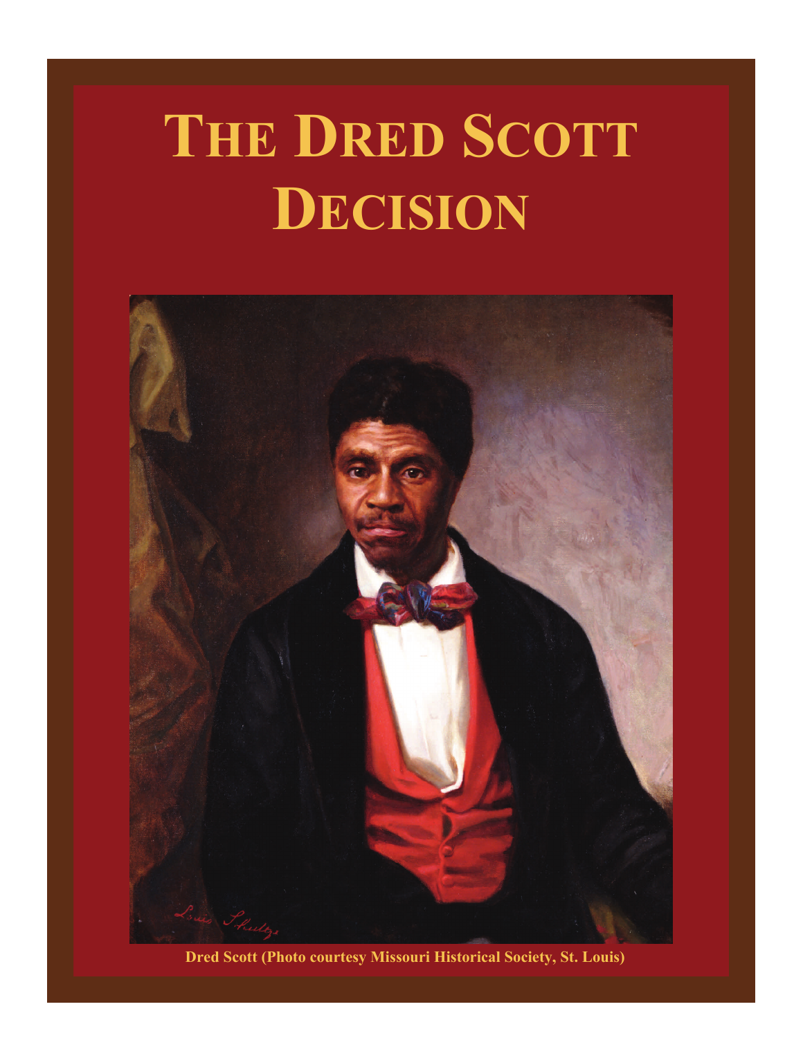# The Dred Scott Decision

Dred Scott (Photo courtesy Missouri Historical Society, St. Louis)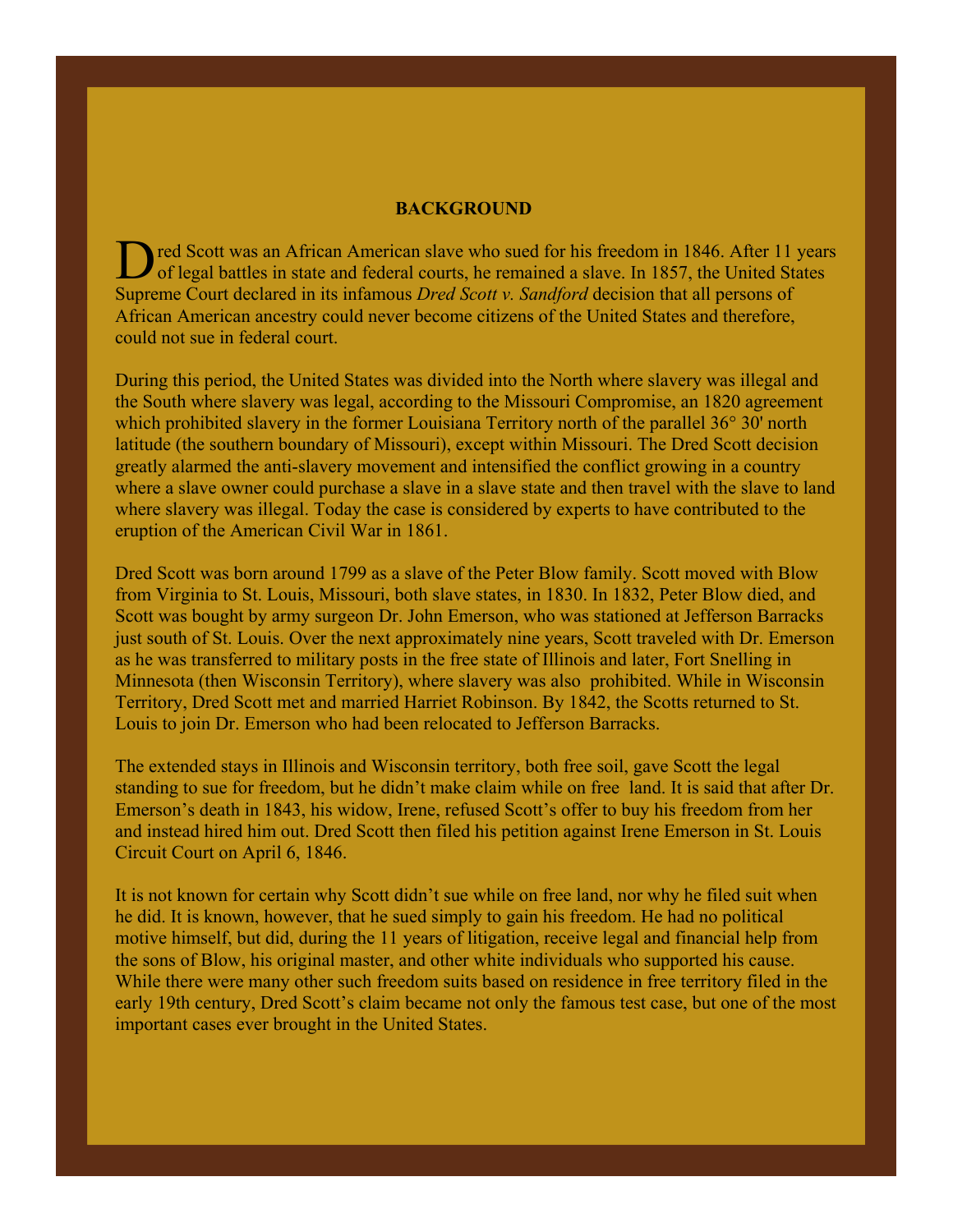## BACKGROUND

Dred Scott was an African American slave who sued for his freedom in 1846. After 11 years of legal battles in state and federal courts, he remained a slave. In 1857, the United States Supreme Court declared in its infamous *Dred Scott v. Sandford* decision that all persons of African American ancestry could never become citizens of the United States and therefore, could not sue in federal court.

During this period, the United States was divided into the North where slavery was illegal and the South where slavery was legal, according to the Missouri Compromise, an 1820 agreement which prohibited slavery in the former Louisiana Territory north of the parallel 36° 30' north latitude (the southern boundary of Missouri), except within Missouri. The Dred Scott decision greatly alarmed the anti-slavery movement and intensified the conflict growing in a country where a slave owner could purchase a slave in a slave state and then travel with the slave to land where slavery was illegal. Today the case is considered by experts to have contributed to the eruption of the American Civil War in 1861.

Dred Scott was born around 1799 as a slave of the Peter Blow family. Scott moved with Blow from Virginia to St. Louis, Missouri, both slave states, in 1830. In 1832, Peter Blow died, and Scott was bought by army surgeon Dr. John Emerson, who was stationed at Jefferson Barracks just south of St. Louis. Over the next approximately nine years, Scott traveled with Dr. Emerson as he was transferred to military posts in the free state of Illinois and later, Fort Snelling in Minnesota (then Wisconsin Territory), where slavery was also prohibited. While in Wisconsin Territory, Dred Scott met and married Harriet Robinson. By 1842, the Scotts returned to St. Louis to join Dr. Emerson who had been relocated to Jefferson Barracks.

The extended stays in Illinois and Wisconsin territory, both free soil, gave Scott the legal standing to sue for freedom, but he didn't make claim while on free land. It is said that after Dr. Emerson's death in 1843, his widow, Irene, refused Scott's offer to buy his freedom from her and instead hired him out. Dred Scott then filed his petition against Irene Emerson in St. Louis Circuit Court on April 6, 1846.

It is not known for certain why Scott didn't sue while on free land, nor why he filed suit when he did. It is known, however, that he sued simply to gain his freedom. He had no political motive himself, but did, during the 11 years of litigation, receive legal and financial help from the sons of Blow, his original master, and other white individuals who supported his cause. While there were many other such freedom suits based on residence in free territory filed in the early 19th century, Dred Scott's claim became not only the famous test case, but one of the most important cases ever brought in the United States.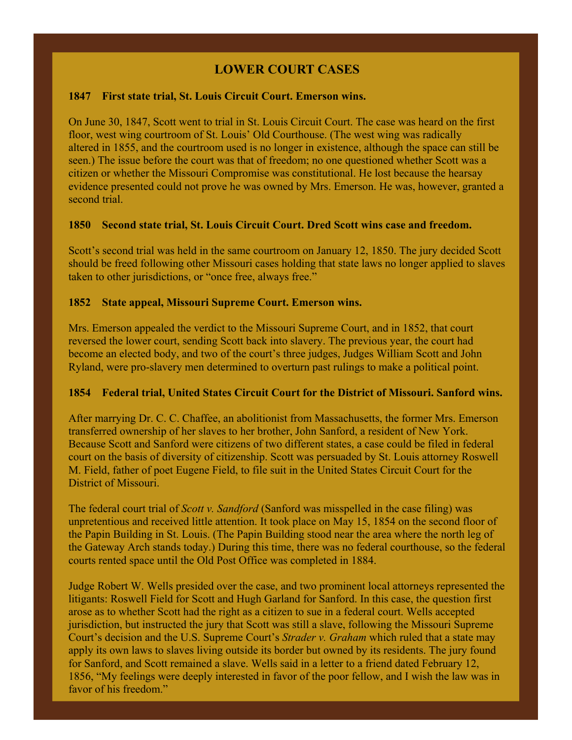## LOWER COURT CASES

### 1847 First state trial, St. Louis Circuit Court. Emerson wins.

On June 30, 1847, Scott went to trial in St. Louis Circuit Court. The case was heard on the first floor, west wing courtroom of St. Louis' Old Courthouse. (The west wing was radically altered in 1855, and the courtroom used is no longer in existence, although the space can still be seen.) The issue before the court was that of freedom; no one questioned whether Scott was a citizen or whether the Missouri Compromise was constitutional. He lost because the hearsay evidence presented could not prove he was owned by Mrs. Emerson. He was, however, granted a second trial.

### 1850 Second state trial, St. Louis Circuit Court. Dred Scott wins case and freedom.

Scott's second trial was held in the same courtroom on January 12, 1850. The jury decided Scott should be freed following other Missouri cases holding that state laws no longer applied to slaves taken to other jurisdictions, or "once free, always free."

### 1852 State appeal, Missouri Supreme Court. Emerson wins.

Mrs. Emerson appealed the verdict to the Missouri Supreme Court, and in 1852, that court reversed the lower court, sending Scott back into slavery. The previous year, the court had become an elected body, and two of the court's three judges, Judges William Scott and John Ryland, were pro-slavery men determined to overturn past rulings to make a political point.

### 1854 Federal trial, United States Circuit Court for the District of Missouri. Sanford wins.

After marrying Dr. C. C. Chaffee, an abolitionist from Massachusetts, the former Mrs. Emerson transferred ownership of her slaves to her brother, John Sanford, a resident of New York. Because Scott and Sanford were citizens of two different states, a case could be filed in federal court on the basis of diversity of citizenship. Scott was persuaded by St. Louis attorney Roswell M. Field, father of poet Eugene Field, to file suit in the United States Circuit Court for the District of Missouri.

The federal court trial of *Scott v. Sandford* (Sanford was misspelled in the case filing) was unpretentious and received little attention. It took place on May 15, 1854 on the second floor of the Papin Building in St. Louis. (The Papin Building stood near the area where the north leg of the Gateway Arch stands today.) During this time, there was no federal courthouse, so the federal courts rented space until the Old Post Office was completed in 1884.

Judge Robert W. Wells presided over the case, and two prominent local attorneys represented the litigants: Roswell Field for Scott and Hugh Garland for Sanford. In this case, the question first arose as to whether Scott had the right as a citizen to sue in a federal court. Wells accepted jurisdiction, but instructed the jury that Scott was still a slave, following the Missouri Supreme Court's decision and the U.S. Supreme Court's *Strader v. Graham* which ruled that a state may apply its own laws to slaves living outside its border but owned by its residents. The jury found for Sanford, and Scott remained a slave. Wells said in a letter to a friend dated February 12, 1856, "My feelings were deeply interested in favor of the poor fellow, and I wish the law was in favor of his freedom."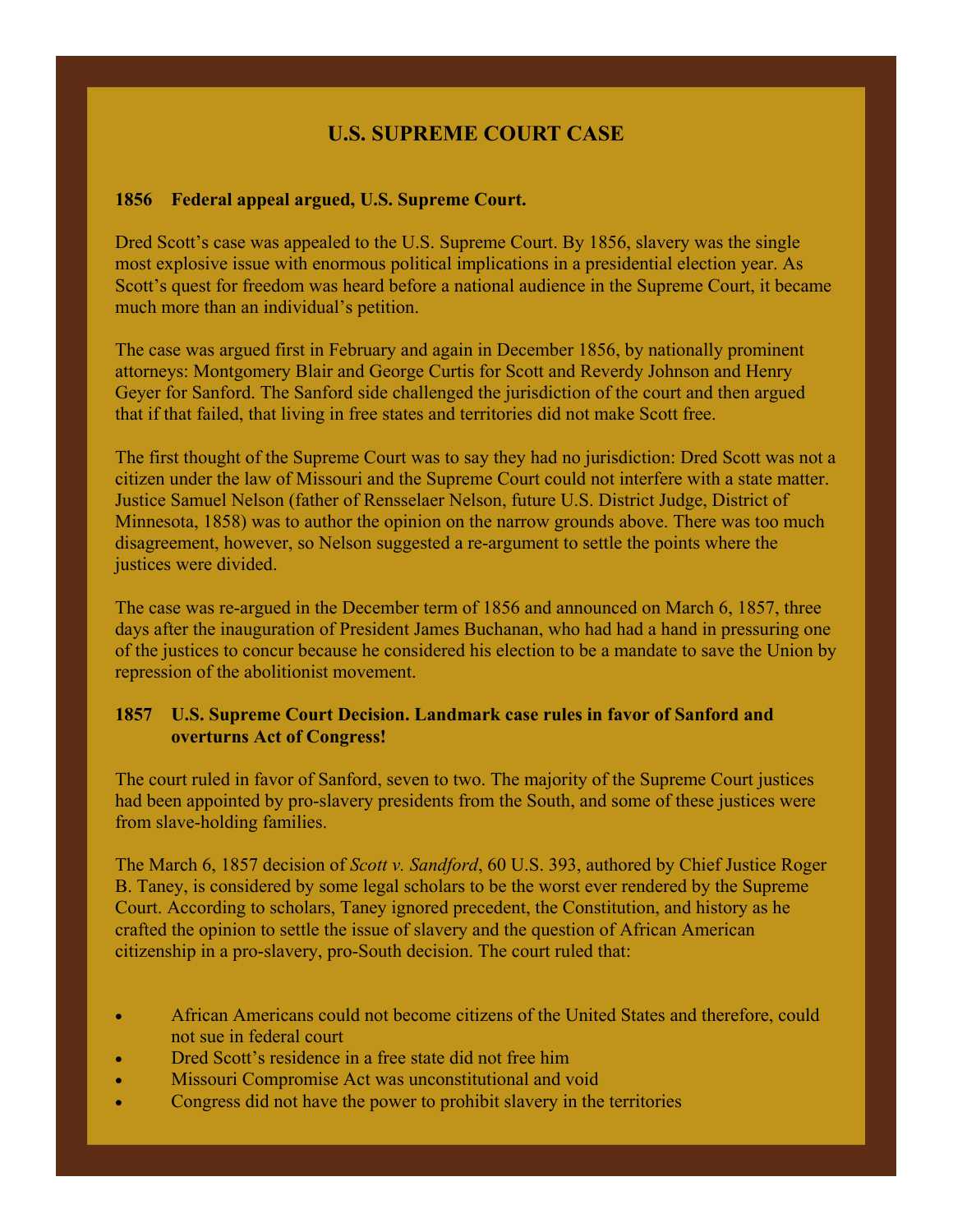## U.S. SUPREME COURT CASE

**1856 Federal appeal argued, U.S. Supreme Court.**

Dred Scott's case was appealed to the U.S. Supreme Court. By 1856, slavery was the single most explosive issue with enormous political implications in a presidential election year. As Scott's quest for freedom was heard before a national audience in the Supreme Court, it became much more than an individual's petition.

The case was argued first in February and again in December 1856, by nationally prominent attorneys: Montgomery Blair and George Curtis for Scott and Reverdy Johnson and Henry Geyer for Sanford. The Sanford side challenged the jurisdiction of the court and then argued that if that failed, that living in free states and territories did not make Scott free.

The first thought of the Supreme Court was to say they had no jurisdiction: Dred Scott was not a citizen under the law of Missouri and the Supreme Court could not interfere with a state matter. Justice Samuel Nelson (father of Rensselaer Nelson, future U.S. District Judge, District of Minnesota, 1858) was to author the opinion on the narrow grounds above. There was too much disagreement, however, so Nelson suggested a re-argument to settle the points where the justices were divided.

The case was re-argued in the December term of 1856 and announced on March 6, 1857, three days after the inauguration of President James Buchanan, who had had a hand in pressuring one of the justices to concur because he considered his election to be a mandate to save the Union by repression of the abolitionist movement.

**1857 U.S. Supreme Court Decision. Landmark case rules in favor of Sanford and overturns Act of Congress!**

The court ruled in favor of Sanford, seven to two. The majority of the Supreme Court justices had been appointed by pro-slavery presidents from the South, and some of these justices were from slave-holding families.

The March 6, 1857 decision of *Scott v. Sandford*, 60 U.S. 393, authored by Chief Justice Roger B. Taney, is considered by some legal scholars to be the worst ever rendered by the Supreme Court. According to scholars, Taney ignored precedent, the Constitution, and history as he crafted the opinion to settle the issue of slavery and the question of African American citizenship in a pro-slavery, pro-South decision. The court ruled that:

- African Americans could not become citizens of the United States and therefore, could not sue in federal court
- Dred Scott's residence in a free state did not free him
- Missouri Compromise Act was unconstitutional and void
- Congress did not have the power to prohibit slavery in the territories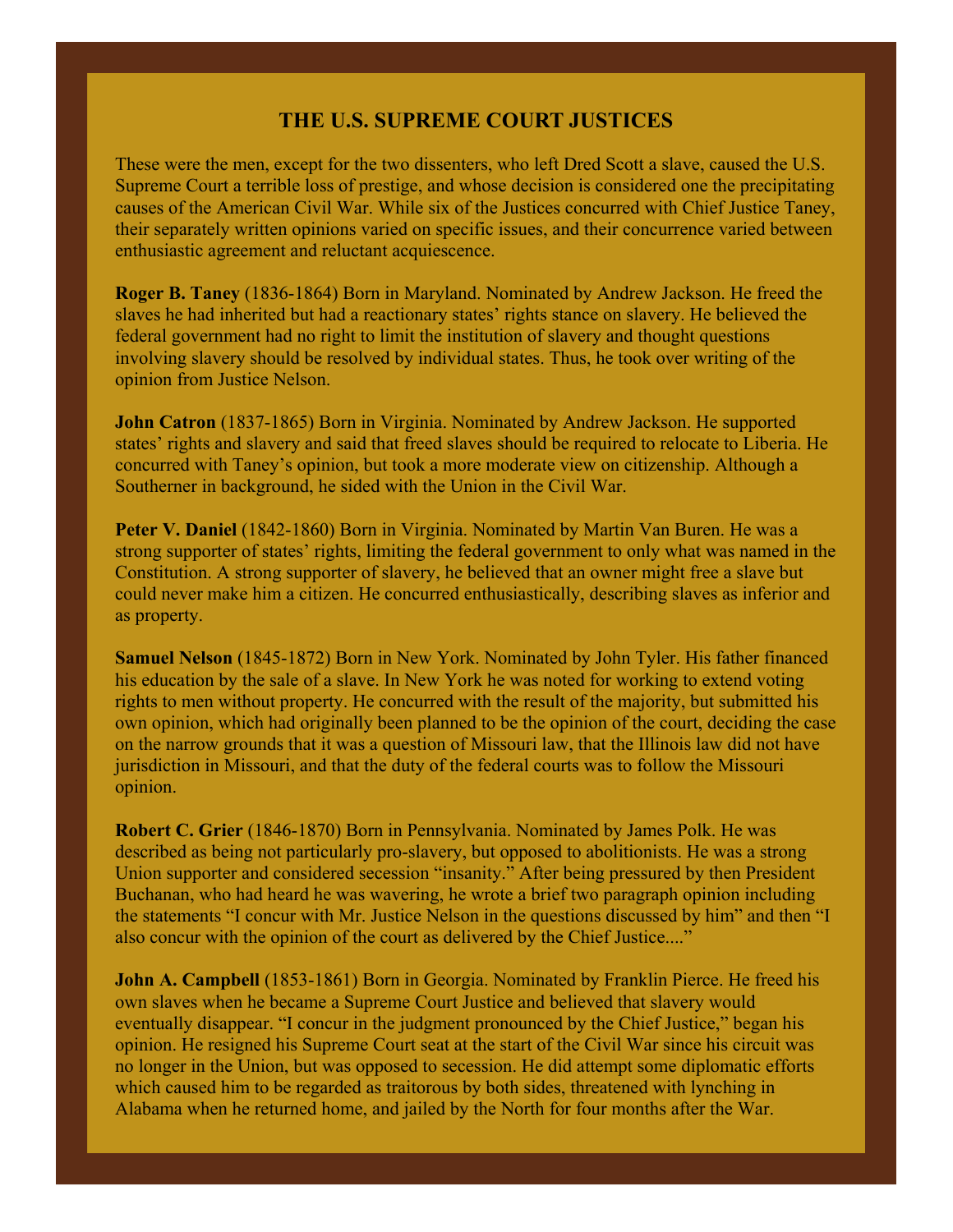## THE U.S. SUPREME COURT JUSTICES

These were the men, except for the two dissenters, who left Dred Scott a slave, caused the U.S. Supreme Court a terrible loss of prestige, and whose decision is considered one the precipitating causes of the American Civil War. While six of the Justices concurred with Chief Justice Taney, their separately written opinions varied on specific issues, and their concurrence varied between enthusiastic agreement and reluctant acquiescence.

**Roger B. Taney** (1836-1864) Born in Maryland. Nominated by Andrew Jackson. He freed the slaves he had inherited but had a reactionary states' rights stance on slavery. He believed the federal government had no right to limit the institution of slavery and thought questions involving slavery should be resolved by individual states. Thus, he took over writing of the opinion from Justice Nelson.

**John Catron** (1837-1865) Born in Virginia. Nominated by Andrew Jackson. He supported states' rights and slavery and said that freed slaves should be required to relocate to Liberia. He concurred with Taney's opinion, but took a more moderate view on citizenship. Although a Southerner in background, he sided with the Union in the Civil War.

**Peter V. Daniel** (1842-1860) Born in Virginia. Nominated by Martin Van Buren. He was a strong supporter of states' rights, limiting the federal government to only what was named in the Constitution. A strong supporter of slavery, he believed that an owner might free a slave but could never make him a citizen. He concurred enthusiastically, describing slaves as inferior and as property.

**Samuel Nelson** (1845-1872) Born in New York. Nominated by John Tyler. His father financed his education by the sale of a slave. In New York he was noted for working to extend voting rights to men without property. He concurred with the result of the majority, but submitted his own opinion, which had originally been planned to be the opinion of the court, deciding the case on the narrow grounds that it was a question of Missouri law, that the Illinois law did not have jurisdiction in Missouri, and that the duty of the federal courts was to follow the Missouri opinion.

**Robert C. Grier** (1846-1870) Born in Pennsylvania. Nominated by James Polk. He was described as being not particularly pro-slavery, but opposed to abolitionists. He was a strong Union supporter and considered secession "insanity." After being pressured by then President Buchanan, who had heard he was wavering, he wrote a brief two paragraph opinion including the statements "I concur with Mr. Justice Nelson in the questions discussed by him" and then "I also concur with the opinion of the court as delivered by the Chief Justice...."

**John A. Campbell** (1853-1861) Born in Georgia. Nominated by Franklin Pierce. He freed his own slaves when he became a Supreme Court Justice and believed that slavery would eventually disappear. "I concur in the judgment pronounced by the Chief Justice," began his opinion. He resigned his Supreme Court seat at the start of the Civil War since his circuit was no longer in the Union, but was opposed to secession. He did attempt some diplomatic efforts which caused him to be regarded as traitorous by both sides, threatened with lynching in Alabama when he returned home, and jailed by the North for four months after the War.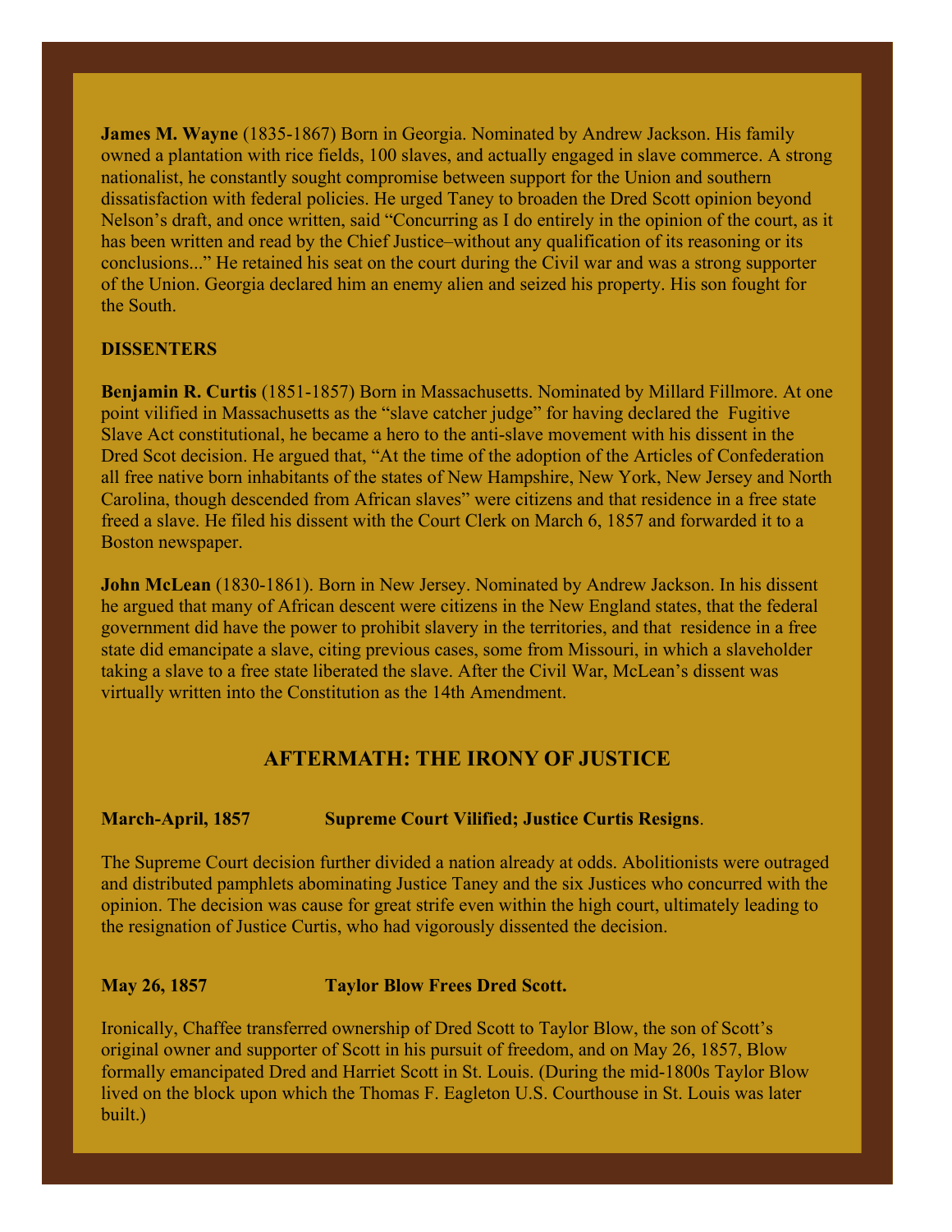**James M. Wayne** (1835-1867) Born in Georgia. Nominated by Andrew Jackson. His family owned a plantation with rice fields, 100 slaves, and actually engaged in slave commerce. A strong nationalist, he constantly sought compromise between support for the Union and southern dissatisfaction with federal policies. He urged Taney to broaden the Dred Scott opinion beyond Nelson's draft, and once written, said "Concurring as I do entirely in the opinion of the court, as it has been written and read by the Chief Justice–without any qualification of its reasoning or its conclusions..." He retained his seat on the court during the Civil war and was a strong supporter of the Union. Georgia declared him an enemy alien and seized his property. His son fought for the South.

**DISSENTERS**

**Benjamin R. Curtis** (1851-1857) Born in Massachusetts. Nominated by Millard Fillmore. At one point vilified in Massachusetts as the "slave catcher judge" for having declared the Fugitive Slave Act constitutional, he became a hero to the anti-slave movement with his dissent in the Dred Scot decision. He argued that, "At the time of the adoption of the Articles of Confederation all free native born inhabitants of the states of New Hampshire, New York, New Jersey and North Carolina, though descended from African slaves" were citizens and that residence in a free state freed a slave. He filed his dissent with the Court Clerk on March 6, 1857 and forwarded it to a Boston newspaper.

**John McLean** (1830-1861). Born in New Jersey. Nominated by Andrew Jackson. In his dissent he argued that many of African descent were citizens in the New England states, that the federal government did have the power to prohibit slavery in the territories, and that residence in a free state did emancipate a slave, citing previous cases, some from Missouri, in which a slaveholder taking a slave to a free state liberated the slave. After the Civil War, McLean's dissent was virtually written into the Constitution as the 14th Amendment.

## AFTERMATH: THE IRONY OF JUSTICE

**March-April, 1857 — Supreme Court Vilified; Justice Curtis Resigns**.

The Supreme Court decision further divided a nation already at odds. Abolitionists were outraged and distributed pamphlets abominating Justice Taney and the six Justices who concurred with the opinion. The decision was cause for great strife even within the high court, ultimately leading to the resignation of Justice Curtis, who had vigorously dissented the decision.

**May 26, 1857 — Taylor Blow Frees Dred Scott.**

Ironically, Chaffee transferred ownership of Dred Scott to Taylor Blow, the son of Scott's original owner and supporter of Scott in his pursuit of freedom, and on May 26, 1857, Blow formally emancipated Dred and Harriet Scott in St. Louis. (During the mid-1800s Taylor Blow lived on the block upon which the Thomas F. Eagleton U.S. Courthouse in St. Louis was later built.)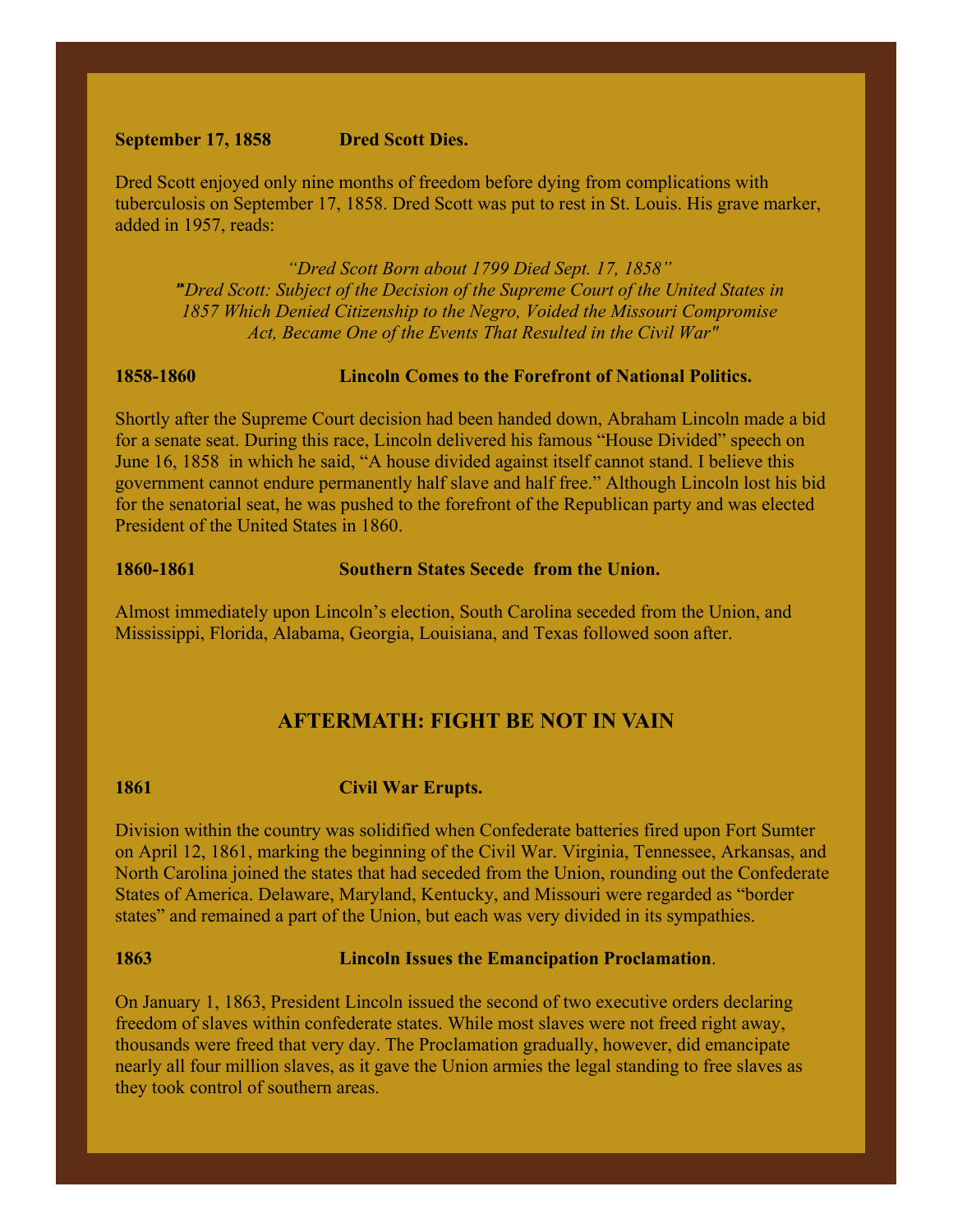**September 17, 1858 Dred Scott Dies.**

Dred Scott enjoyed only nine months of freedom before dying from complications with tuberculosis on September 17, 1858. Dred Scott was put to rest in St. Louis. His grave marker, added in 1957, reads:

*"Dred Scott Born about 1799 Died Sept. 17, 1858"*
*"Dred Scott: Subject of the Decision of the Supreme Court of the United States in 1857 Which Denied Citizenship to the Negro, Voided the Missouri Compromise Act, Became One of the Events That Resulted in the Civil War"*

**1858-1860 Lincoln Comes to the Forefront of National Politics.**

Shortly after the Supreme Court decision had been handed down, Abraham Lincoln made a bid for a senate seat. During this race, Lincoln delivered his famous "House Divided" speech on June 16, 1858 in which he said, "A house divided against itself cannot stand. I believe this government cannot endure permanently half slave and half free." Although Lincoln lost his bid for the senatorial seat, he was pushed to the forefront of the Republican party and was elected President of the United States in 1860.

**1860-1861 Southern States Secede from the Union.**

Almost immediately upon Lincoln's election, South Carolina seceded from the Union, and Mississippi, Florida, Alabama, Georgia, Louisiana, and Texas followed soon after.

## AFTERMATH: FIGHT BE NOT IN VAIN

**1861 Civil War Erupts.**

Division within the country was solidified when Confederate batteries fired upon Fort Sumter on April 12, 1861, marking the beginning of the Civil War. Virginia, Tennessee, Arkansas, and North Carolina joined the states that had seceded from the Union, rounding out the Confederate States of America. Delaware, Maryland, Kentucky, and Missouri were regarded as "border states" and remained a part of the Union, but each was very divided in its sympathies.

**1863 Lincoln Issues the Emancipation Proclamation**.

On January 1, 1863, President Lincoln issued the second of two executive orders declaring freedom of slaves within confederate states. While most slaves were not freed right away, thousands were freed that very day. The Proclamation gradually, however, did emancipate nearly all four million slaves, as it gave the Union armies the legal standing to free slaves as they took control of southern areas.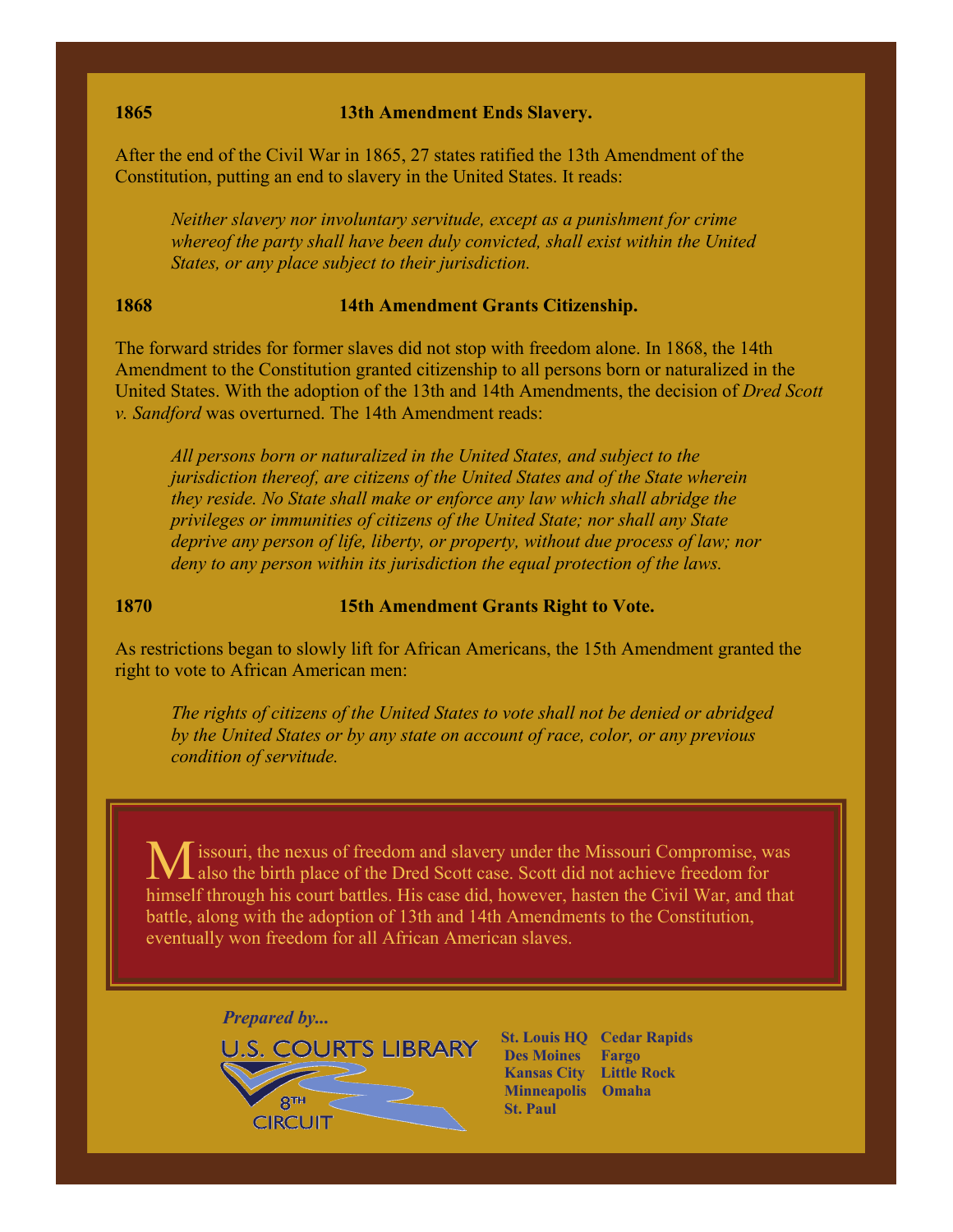**1865** **13th Amendment Ends Slavery.**

After the end of the Civil War in 1865, 27 states ratified the 13th Amendment of the Constitution, putting an end to slavery in the United States. It reads:

> *Neither slavery nor involuntary servitude, except as a punishment for crime whereof the party shall have been duly convicted, shall exist within the United States, or any place subject to their jurisdiction.*

**1868** **14th Amendment Grants Citizenship.**

The forward strides for former slaves did not stop with freedom alone. In 1868, the 14th Amendment to the Constitution granted citizenship to all persons born or naturalized in the United States. With the adoption of the 13th and 14th Amendments, the decision of *Dred Scott v. Sandford* was overturned. The 14th Amendment reads:

> *All persons born or naturalized in the United States, and subject to the jurisdiction thereof, are citizens of the United States and of the State wherein they reside. No State shall make or enforce any law which shall abridge the privileges or immunities of citizens of the United State; nor shall any State deprive any person of life, liberty, or property, without due process of law; nor deny to any person within its jurisdiction the equal protection of the laws.*

**1870** **15th Amendment Grants Right to Vote.**

As restrictions began to slowly lift for African Americans, the 15th Amendment granted the right to vote to African American men:

> *The rights of citizens of the United States to vote shall not be denied or abridged by the United States or by any state on account of race, color, or any previous condition of servitude.*

Missouri, the nexus of freedom and slavery under the Missouri Compromise, was also the birth place of the Dred Scott case. Scott did not achieve freedom for himself through his court battles. His case did, however, hasten the Civil War, and that battle, along with the adoption of 13th and 14th Amendments to the Constitution, eventually won freedom for all African American slaves.

***Prepared by...***

U.S. COURTS LIBRARY 8TH CIRCUIT

**St. Louis HQ** **Cedar Rapids**
**Des Moines** **Fargo**
**Kansas City** **Little Rock**
**Minneapolis** **Omaha**
**St. Paul**